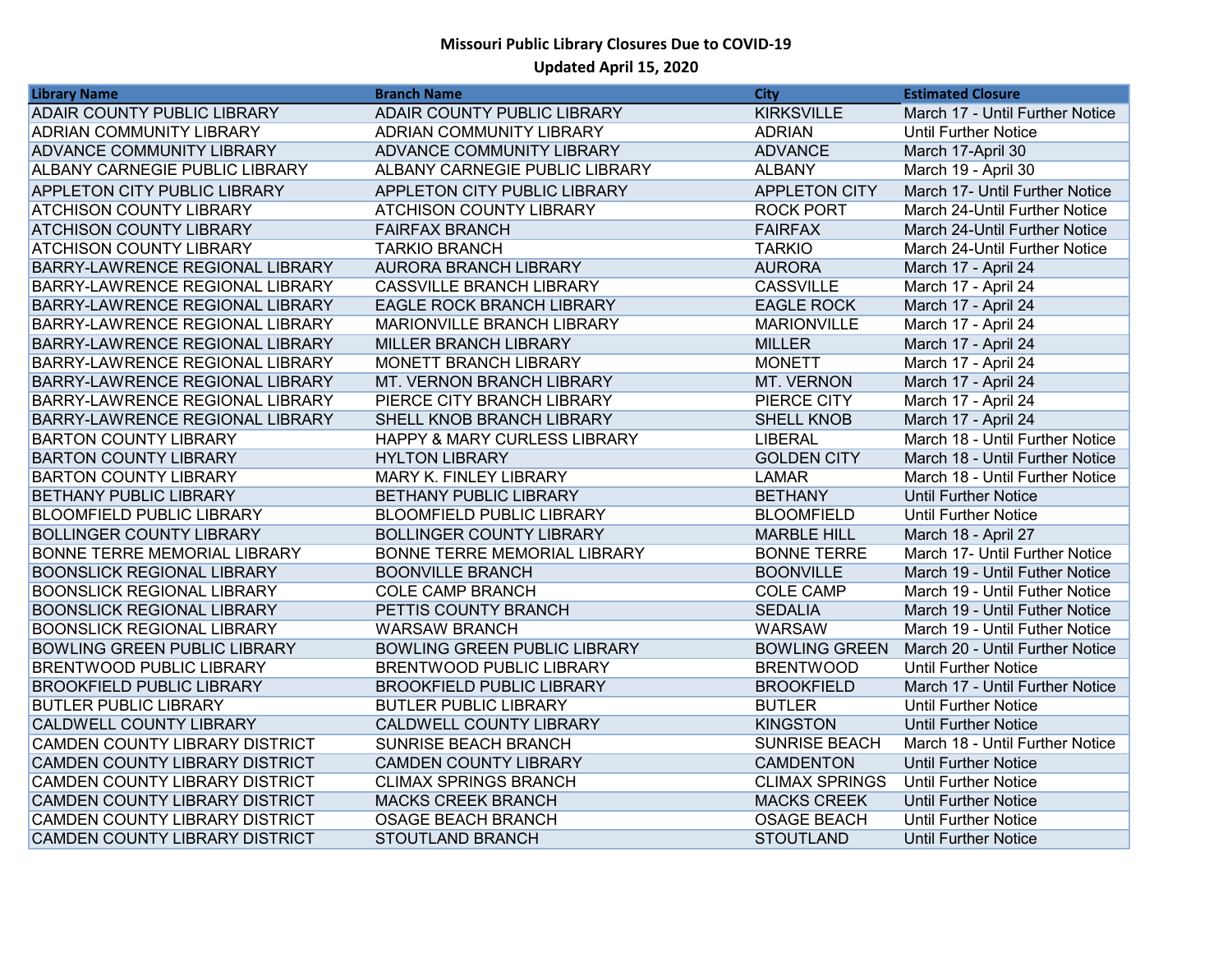# Missouri Public Library Closures Due to COVID-19

## Updated April 15, 2020

| Library Name | Branch Name | City | Estimated Closure |
|---|---|---|---|
| ADAIR COUNTY PUBLIC LIBRARY | ADAIR COUNTY PUBLIC LIBRARY | KIRKSVILLE | March 17 - Until Further Notice |
| ADRIAN COMMUNITY LIBRARY | ADRIAN COMMUNITY LIBRARY | ADRIAN | Until Further Notice |
| ADVANCE COMMUNITY LIBRARY | ADVANCE COMMUNITY LIBRARY | ADVANCE | March 17-April 30 |
| ALBANY CARNEGIE PUBLIC LIBRARY | ALBANY CARNEGIE PUBLIC LIBRARY | ALBANY | March 19 - April 30 |
| APPLETON CITY PUBLIC LIBRARY | APPLETON CITY PUBLIC LIBRARY | APPLETON CITY | March 17- Until Further Notice |
| ATCHISON COUNTY LIBRARY | ATCHISON COUNTY LIBRARY | ROCK PORT | March 24-Until Further Notice |
| ATCHISON COUNTY LIBRARY | FAIRFAX BRANCH | FAIRFAX | March 24-Until Further Notice |
| ATCHISON COUNTY LIBRARY | TARKIO BRANCH | TARKIO | March 24-Until Further Notice |
| BARRY-LAWRENCE REGIONAL LIBRARY | AURORA BRANCH LIBRARY | AURORA | March 17 - April 24 |
| BARRY-LAWRENCE REGIONAL LIBRARY | CASSVILLE BRANCH LIBRARY | CASSVILLE | March 17 - April 24 |
| BARRY-LAWRENCE REGIONAL LIBRARY | EAGLE ROCK BRANCH LIBRARY | EAGLE ROCK | March 17 - April 24 |
| BARRY-LAWRENCE REGIONAL LIBRARY | MARIONVILLE BRANCH LIBRARY | MARIONVILLE | March 17 - April 24 |
| BARRY-LAWRENCE REGIONAL LIBRARY | MILLER BRANCH LIBRARY | MILLER | March 17 - April 24 |
| BARRY-LAWRENCE REGIONAL LIBRARY | MONETT BRANCH LIBRARY | MONETT | March 17 - April 24 |
| BARRY-LAWRENCE REGIONAL LIBRARY | MT. VERNON BRANCH LIBRARY | MT. VERNON | March 17 - April 24 |
| BARRY-LAWRENCE REGIONAL LIBRARY | PIERCE CITY BRANCH LIBRARY | PIERCE CITY | March 17 - April 24 |
| BARRY-LAWRENCE REGIONAL LIBRARY | SHELL KNOB BRANCH LIBRARY | SHELL KNOB | March 17 - April 24 |
| BARTON COUNTY LIBRARY | HAPPY & MARY CURLESS LIBRARY | LIBERAL | March 18 - Until Further Notice |
| BARTON COUNTY LIBRARY | HYLTON LIBRARY | GOLDEN CITY | March 18 - Until Further Notice |
| BARTON COUNTY LIBRARY | MARY K. FINLEY LIBRARY | LAMAR | March 18 - Until Further Notice |
| BETHANY PUBLIC LIBRARY | BETHANY PUBLIC LIBRARY | BETHANY | Until Further Notice |
| BLOOMFIELD PUBLIC LIBRARY | BLOOMFIELD PUBLIC LIBRARY | BLOOMFIELD | Until Further Notice |
| BOLLINGER COUNTY LIBRARY | BOLLINGER COUNTY LIBRARY | MARBLE HILL | March 18 - April 27 |
| BONNE TERRE MEMORIAL LIBRARY | BONNE TERRE MEMORIAL LIBRARY | BONNE TERRE | March 17- Until Further Notice |
| BOONSLICK REGIONAL LIBRARY | BOONVILLE BRANCH | BOONVILLE | March 19 - Until Futher Notice |
| BOONSLICK REGIONAL LIBRARY | COLE CAMP BRANCH | COLE CAMP | March 19 - Until Futher Notice |
| BOONSLICK REGIONAL LIBRARY | PETTIS COUNTY BRANCH | SEDALIA | March 19 - Until Futher Notice |
| BOONSLICK REGIONAL LIBRARY | WARSAW BRANCH | WARSAW | March 19 - Until Futher Notice |
| BOWLING GREEN PUBLIC LIBRARY | BOWLING GREEN PUBLIC LIBRARY | BOWLING GREEN | March 20 - Until Further Notice |
| BRENTWOOD PUBLIC LIBRARY | BRENTWOOD PUBLIC LIBRARY | BRENTWOOD | Until Further Notice |
| BROOKFIELD PUBLIC LIBRARY | BROOKFIELD PUBLIC LIBRARY | BROOKFIELD | March 17 - Until Further Notice |
| BUTLER PUBLIC LIBRARY | BUTLER PUBLIC LIBRARY | BUTLER | Until Further Notice |
| CALDWELL COUNTY LIBRARY | CALDWELL COUNTY LIBRARY | KINGSTON | Until Further Notice |
| CAMDEN COUNTY LIBRARY DISTRICT | SUNRISE BEACH BRANCH | SUNRISE BEACH | March 18 - Until Further Notice |
| CAMDEN COUNTY LIBRARY DISTRICT | CAMDEN COUNTY LIBRARY | CAMDENTON | Until Further Notice |
| CAMDEN COUNTY LIBRARY DISTRICT | CLIMAX SPRINGS BRANCH | CLIMAX SPRINGS | Until Further Notice |
| CAMDEN COUNTY LIBRARY DISTRICT | MACKS CREEK BRANCH | MACKS CREEK | Until Further Notice |
| CAMDEN COUNTY LIBRARY DISTRICT | OSAGE BEACH BRANCH | OSAGE BEACH | Until Further Notice |
| CAMDEN COUNTY LIBRARY DISTRICT | STOUTLAND BRANCH | STOUTLAND | Until Further Notice |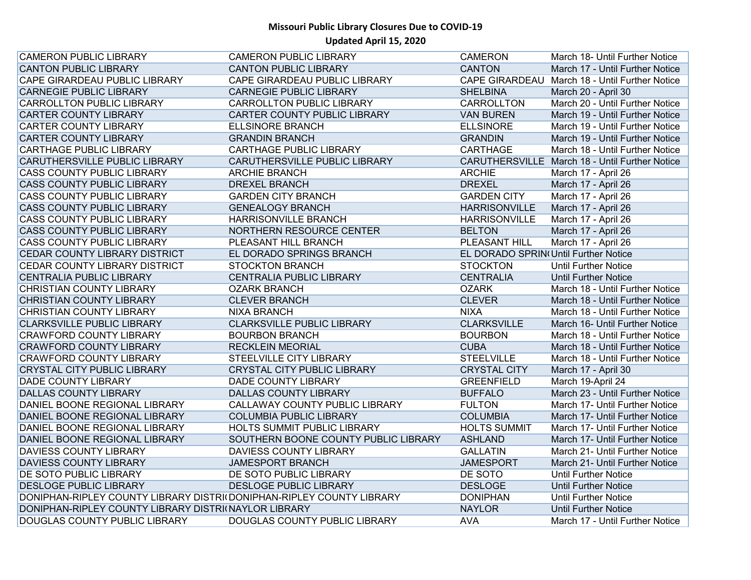| CAMERON PUBLIC LIBRARY | CAMERON PUBLIC LIBRARY | CAMERON | March 18- Until Further Notice |
|---|---|---|---|
| CANTON PUBLIC LIBRARY | CANTON PUBLIC LIBRARY | CANTON | March 17 - Until Further Notice |
| CAPE GIRARDEAU PUBLIC LIBRARY | CAPE GIRARDEAU PUBLIC LIBRARY | CAPE GIRARDEAU | March 18 - Until Further Notice |
| CARNEGIE PUBLIC LIBRARY | CARNEGIE PUBLIC LIBRARY | SHELBINA | March 20 - April 30 |
| CARROLLTON PUBLIC LIBRARY | CARROLLTON PUBLIC LIBRARY | CARROLLTON | March 20 - Until Further Notice |
| CARTER COUNTY LIBRARY | CARTER COUNTY PUBLIC LIBRARY | VAN BUREN | March 19 - Until Further Notice |
| CARTER COUNTY LIBRARY | ELLSINORE BRANCH | ELLSINORE | March 19 - Until Further Notice |
| CARTER COUNTY LIBRARY | GRANDIN BRANCH | GRANDIN | March 19 - Until Further Notice |
| CARTHAGE PUBLIC LIBRARY | CARTHAGE PUBLIC LIBRARY | CARTHAGE | March 18 - Until Further Notice |
| CARUTHERSVILLE PUBLIC LIBRARY | CARUTHERSVILLE PUBLIC LIBRARY | CARUTHERSVILLE | March 18 - Until Further Notice |
| CASS COUNTY PUBLIC LIBRARY | ARCHIE BRANCH | ARCHIE | March 17 - April 26 |
| CASS COUNTY PUBLIC LIBRARY | DREXEL BRANCH | DREXEL | March 17 - April 26 |
| CASS COUNTY PUBLIC LIBRARY | GARDEN CITY BRANCH | GARDEN CITY | March 17 - April 26 |
| CASS COUNTY PUBLIC LIBRARY | GENEALOGY BRANCH | HARRISONVILLE | March 17 - April 26 |
| CASS COUNTY PUBLIC LIBRARY | HARRISONVILLE BRANCH | HARRISONVILLE | March 17 - April 26 |
| CASS COUNTY PUBLIC LIBRARY | NORTHERN RESOURCE CENTER | BELTON | March 17 - April 26 |
| CASS COUNTY PUBLIC LIBRARY | PLEASANT HILL BRANCH | PLEASANT HILL | March 17 - April 26 |
| CEDAR COUNTY LIBRARY DISTRICT | EL DORADO SPRINGS BRANCH | EL DORADO SPRIN | Until Further Notice |
| CEDAR COUNTY LIBRARY DISTRICT | STOCKTON BRANCH | STOCKTON | Until Further Notice |
| CENTRALIA PUBLIC LIBRARY | CENTRALIA PUBLIC LIBRARY | CENTRALIA | Until Further Notice |
| CHRISTIAN COUNTY LIBRARY | OZARK BRANCH | OZARK | March 18 - Until Further Notice |
| CHRISTIAN COUNTY LIBRARY | CLEVER BRANCH | CLEVER | March 18 - Until Further Notice |
| CHRISTIAN COUNTY LIBRARY | NIXA BRANCH | NIXA | March 18 - Until Further Notice |
| CLARKSVILLE PUBLIC LIBRARY | CLARKSVILLE PUBLIC LIBRARY | CLARKSVILLE | March 16- Until Further Notice |
| CRAWFORD COUNTY LIBRARY | BOURBON BRANCH | BOURBON | March 18 - Until Further Notice |
| CRAWFORD COUNTY LIBRARY | RECKLEIN MEORIAL | CUBA | March 18 - Until Further Notice |
| CRAWFORD COUNTY LIBRARY | STEELVILLE CITY LIBRARY | STEELVILLE | March 18 - Until Further Notice |
| CRYSTAL CITY PUBLIC LIBRARY | CRYSTAL CITY PUBLIC LIBRARY | CRYSTAL CITY | March 17 - April 30 |
| DADE COUNTY LIBRARY | DADE COUNTY LIBRARY | GREENFIELD | March 19-April 24 |
| DALLAS COUNTY LIBRARY | DALLAS COUNTY LIBRARY | BUFFALO | March 23 - Until Further Notice |
| DANIEL BOONE REGIONAL LIBRARY | CALLAWAY COUNTY PUBLIC LIBRARY | FULTON | March 17- Until Further Notice |
| DANIEL BOONE REGIONAL LIBRARY | COLUMBIA PUBLIC LIBRARY | COLUMBIA | March 17- Until Further Notice |
| DANIEL BOONE REGIONAL LIBRARY | HOLTS SUMMIT PUBLIC LIBRARY | HOLTS SUMMIT | March 17- Until Further Notice |
| DANIEL BOONE REGIONAL LIBRARY | SOUTHERN BOONE COUNTY PUBLIC LIBRARY | ASHLAND | March 17- Until Further Notice |
| DAVIESS COUNTY LIBRARY | DAVIESS COUNTY LIBRARY | GALLATIN | March 21- Until Further Notice |
| DAVIESS COUNTY LIBRARY | JAMESPORT BRANCH | JAMESPORT | March 21- Until Further Notice |
| DE SOTO PUBLIC LIBRARY | DE SOTO PUBLIC LIBRARY | DE SOTO | Until Further Notice |
| DESLOGE PUBLIC LIBRARY | DESLOGE PUBLIC LIBRARY | DESLOGE | Until Further Notice |
| DONIPHAN-RIPLEY COUNTY LIBRARY DISTRI | DONIPHAN-RIPLEY COUNTY LIBRARY | DONIPHAN | Until Further Notice |
| DONIPHAN-RIPLEY COUNTY LIBRARY DISTRI | NAYLOR LIBRARY | NAYLOR | Until Further Notice |
| DOUGLAS COUNTY PUBLIC LIBRARY | DOUGLAS COUNTY PUBLIC LIBRARY | AVA | March 17 - Until Further Notice |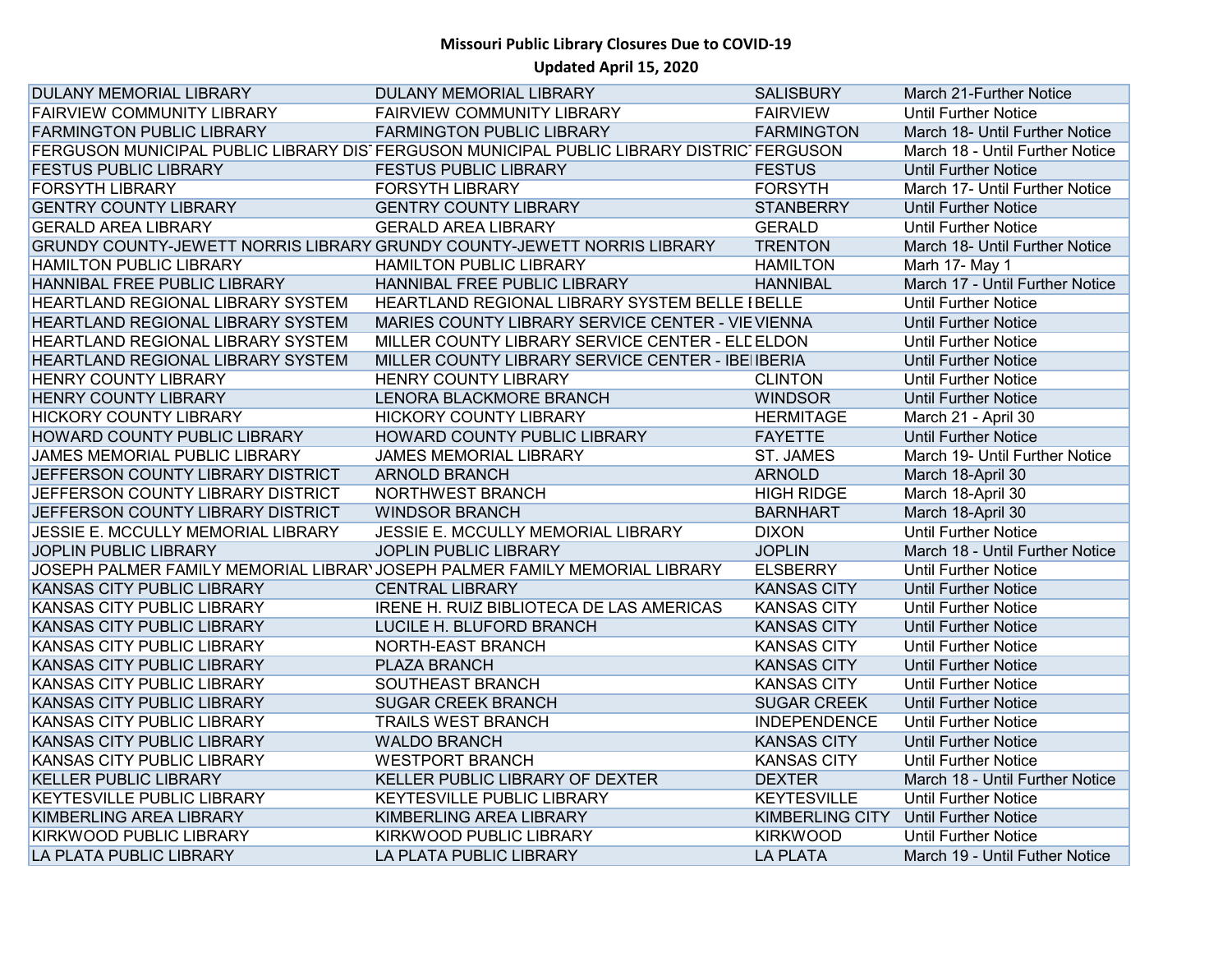# Missouri Public Library Closures Due to COVID-19

## Updated April 15, 2020

| | | | |
|---|---|---|---|
| DULANY MEMORIAL LIBRARY | DULANY MEMORIAL LIBRARY | SALISBURY | March 21-Further Notice |
| FAIRVIEW COMMUNITY LIBRARY | FAIRVIEW COMMUNITY LIBRARY | FAIRVIEW | Until Further Notice |
| FARMINGTON PUBLIC LIBRARY | FARMINGTON PUBLIC LIBRARY | FARMINGTON | March 18- Until Further Notice |
| FERGUSON MUNICIPAL PUBLIC LIBRARY DIST | FERGUSON MUNICIPAL PUBLIC LIBRARY DISTRICT | FERGUSON | March 18 - Until Further Notice |
| FESTUS PUBLIC LIBRARY | FESTUS PUBLIC LIBRARY | FESTUS | Until Further Notice |
| FORSYTH LIBRARY | FORSYTH LIBRARY | FORSYTH | March 17- Until Further Notice |
| GENTRY COUNTY LIBRARY | GENTRY COUNTY LIBRARY | STANBERRY | Until Further Notice |
| GERALD AREA LIBRARY | GERALD AREA LIBRARY | GERALD | Until Further Notice |
| GRUNDY COUNTY-JEWETT NORRIS LIBRARY | GRUNDY COUNTY-JEWETT NORRIS LIBRARY | TRENTON | March 18- Until Further Notice |
| HAMILTON PUBLIC LIBRARY | HAMILTON PUBLIC LIBRARY | HAMILTON | Marh 17- May 1 |
| HANNIBAL FREE PUBLIC LIBRARY | HANNIBAL FREE PUBLIC LIBRARY | HANNIBAL | March 17 - Until Further Notice |
| HEARTLAND REGIONAL LIBRARY SYSTEM | HEARTLAND REGIONAL LIBRARY SYSTEM BELLE I | BELLE | Until Further Notice |
| HEARTLAND REGIONAL LIBRARY SYSTEM | MARIES COUNTY LIBRARY SERVICE CENTER - VIE | VIENNA | Until Further Notice |
| HEARTLAND REGIONAL LIBRARY SYSTEM | MILLER COUNTY LIBRARY SERVICE CENTER - ELD | ELDON | Until Further Notice |
| HEARTLAND REGIONAL LIBRARY SYSTEM | MILLER COUNTY LIBRARY SERVICE CENTER - IBE | IBERIA | Until Further Notice |
| HENRY COUNTY LIBRARY | HENRY COUNTY LIBRARY | CLINTON | Until Further Notice |
| HENRY COUNTY LIBRARY | LENORA BLACKMORE BRANCH | WINDSOR | Until Further Notice |
| HICKORY COUNTY LIBRARY | HICKORY COUNTY LIBRARY | HERMITAGE | March 21 - April 30 |
| HOWARD COUNTY PUBLIC LIBRARY | HOWARD COUNTY PUBLIC LIBRARY | FAYETTE | Until Further Notice |
| JAMES MEMORIAL PUBLIC LIBRARY | JAMES MEMORIAL LIBRARY | ST. JAMES | March 19- Until Further Notice |
| JEFFERSON COUNTY LIBRARY DISTRICT | ARNOLD BRANCH | ARNOLD | March 18-April 30 |
| JEFFERSON COUNTY LIBRARY DISTRICT | NORTHWEST BRANCH | HIGH RIDGE | March 18-April 30 |
| JEFFERSON COUNTY LIBRARY DISTRICT | WINDSOR BRANCH | BARNHART | March 18-April 30 |
| JESSIE E. MCCULLY MEMORIAL LIBRARY | JESSIE E. MCCULLY MEMORIAL LIBRARY | DIXON | Until Further Notice |
| JOPLIN PUBLIC LIBRARY | JOPLIN PUBLIC LIBRARY | JOPLIN | March 18 - Until Further Notice |
| JOSEPH PALMER FAMILY MEMORIAL LIBRARY | JOSEPH PALMER FAMILY MEMORIAL LIBRARY | ELSBERRY | Until Further Notice |
| KANSAS CITY PUBLIC LIBRARY | CENTRAL LIBRARY | KANSAS CITY | Until Further Notice |
| KANSAS CITY PUBLIC LIBRARY | IRENE H. RUIZ BIBLIOTECA DE LAS AMERICAS | KANSAS CITY | Until Further Notice |
| KANSAS CITY PUBLIC LIBRARY | LUCILE H. BLUFORD BRANCH | KANSAS CITY | Until Further Notice |
| KANSAS CITY PUBLIC LIBRARY | NORTH-EAST BRANCH | KANSAS CITY | Until Further Notice |
| KANSAS CITY PUBLIC LIBRARY | PLAZA BRANCH | KANSAS CITY | Until Further Notice |
| KANSAS CITY PUBLIC LIBRARY | SOUTHEAST BRANCH | KANSAS CITY | Until Further Notice |
| KANSAS CITY PUBLIC LIBRARY | SUGAR CREEK BRANCH | SUGAR CREEK | Until Further Notice |
| KANSAS CITY PUBLIC LIBRARY | TRAILS WEST BRANCH | INDEPENDENCE | Until Further Notice |
| KANSAS CITY PUBLIC LIBRARY | WALDO BRANCH | KANSAS CITY | Until Further Notice |
| KANSAS CITY PUBLIC LIBRARY | WESTPORT BRANCH | KANSAS CITY | Until Further Notice |
| KELLER PUBLIC LIBRARY | KELLER PUBLIC LIBRARY OF DEXTER | DEXTER | March 18 - Until Further Notice |
| KEYTESVILLE PUBLIC LIBRARY | KEYTESVILLE PUBLIC LIBRARY | KEYTESVILLE | Until Further Notice |
| KIMBERLING AREA LIBRARY | KIMBERLING AREA LIBRARY | KIMBERLING CITY | Until Further Notice |
| KIRKWOOD PUBLIC LIBRARY | KIRKWOOD PUBLIC LIBRARY | KIRKWOOD | Until Further Notice |
| LA PLATA PUBLIC LIBRARY | LA PLATA PUBLIC LIBRARY | LA PLATA | March 19 - Until Futher Notice |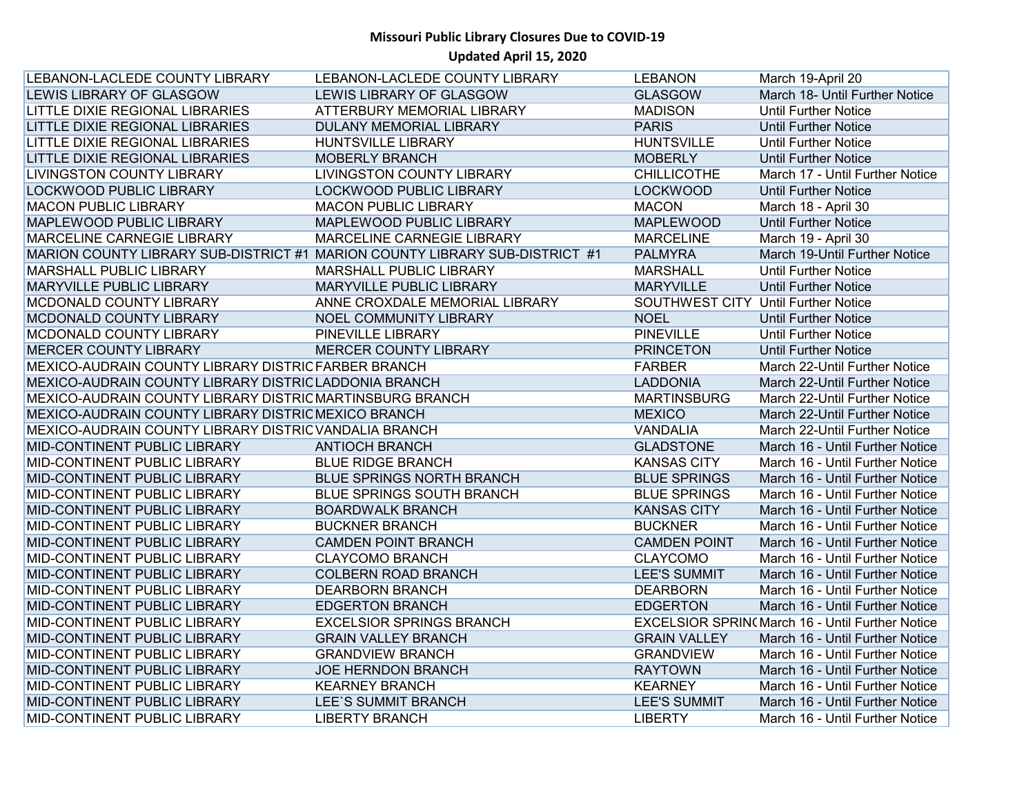**Missouri Public Library Closures Due to COVID-19**

**Updated April 15, 2020**

| | | | |
|---|---|---|---|
| LEBANON-LACLEDE COUNTY LIBRARY | LEBANON-LACLEDE COUNTY LIBRARY | LEBANON | March 19-April 20 |
| LEWIS LIBRARY OF GLASGOW | LEWIS LIBRARY OF GLASGOW | GLASGOW | March 18- Until Further Notice |
| LITTLE DIXIE REGIONAL LIBRARIES | ATTERBURY MEMORIAL LIBRARY | MADISON | Until Further Notice |
| LITTLE DIXIE REGIONAL LIBRARIES | DULANY MEMORIAL LIBRARY | PARIS | Until Further Notice |
| LITTLE DIXIE REGIONAL LIBRARIES | HUNTSVILLE LIBRARY | HUNTSVILLE | Until Further Notice |
| LITTLE DIXIE REGIONAL LIBRARIES | MOBERLY BRANCH | MOBERLY | Until Further Notice |
| LIVINGSTON COUNTY LIBRARY | LIVINGSTON COUNTY LIBRARY | CHILLICOTHE | March 17 - Until Further Notice |
| LOCKWOOD PUBLIC LIBRARY | LOCKWOOD PUBLIC LIBRARY | LOCKWOOD | Until Further Notice |
| MACON PUBLIC LIBRARY | MACON PUBLIC LIBRARY | MACON | March 18 - April 30 |
| MAPLEWOOD PUBLIC LIBRARY | MAPLEWOOD PUBLIC LIBRARY | MAPLEWOOD | Until Further Notice |
| MARCELINE CARNEGIE LIBRARY | MARCELINE CARNEGIE LIBRARY | MARCELINE | March 19 - April 30 |
| MARION COUNTY LIBRARY SUB-DISTRICT #1 | MARION COUNTY LIBRARY SUB-DISTRICT #1 | PALMYRA | March 19-Until Further Notice |
| MARSHALL PUBLIC LIBRARY | MARSHALL PUBLIC LIBRARY | MARSHALL | Until Further Notice |
| MARYVILLE PUBLIC LIBRARY | MARYVILLE PUBLIC LIBRARY | MARYVILLE | Until Further Notice |
| MCDONALD COUNTY LIBRARY | ANNE CROXDALE MEMORIAL LIBRARY | SOUTHWEST CITY | Until Further Notice |
| MCDONALD COUNTY LIBRARY | NOEL COMMUNITY LIBRARY | NOEL | Until Further Notice |
| MCDONALD COUNTY LIBRARY | PINEVILLE LIBRARY | PINEVILLE | Until Further Notice |
| MERCER COUNTY LIBRARY | MERCER COUNTY LIBRARY | PRINCETON | Until Further Notice |
| MEXICO-AUDRAIN COUNTY LIBRARY DISTRIC | FARBER BRANCH | FARBER | March 22-Until Further Notice |
| MEXICO-AUDRAIN COUNTY LIBRARY DISTRIC | LADDONIA BRANCH | LADDONIA | March 22-Until Further Notice |
| MEXICO-AUDRAIN COUNTY LIBRARY DISTRIC | MARTINSBURG BRANCH | MARTINSBURG | March 22-Until Further Notice |
| MEXICO-AUDRAIN COUNTY LIBRARY DISTRIC | MEXICO BRANCH | MEXICO | March 22-Until Further Notice |
| MEXICO-AUDRAIN COUNTY LIBRARY DISTRIC | VANDALIA BRANCH | VANDALIA | March 22-Until Further Notice |
| MID-CONTINENT PUBLIC LIBRARY | ANTIOCH BRANCH | GLADSTONE | March 16 - Until Further Notice |
| MID-CONTINENT PUBLIC LIBRARY | BLUE RIDGE BRANCH | KANSAS CITY | March 16 - Until Further Notice |
| MID-CONTINENT PUBLIC LIBRARY | BLUE SPRINGS NORTH BRANCH | BLUE SPRINGS | March 16 - Until Further Notice |
| MID-CONTINENT PUBLIC LIBRARY | BLUE SPRINGS SOUTH BRANCH | BLUE SPRINGS | March 16 - Until Further Notice |
| MID-CONTINENT PUBLIC LIBRARY | BOARDWALK BRANCH | KANSAS CITY | March 16 - Until Further Notice |
| MID-CONTINENT PUBLIC LIBRARY | BUCKNER BRANCH | BUCKNER | March 16 - Until Further Notice |
| MID-CONTINENT PUBLIC LIBRARY | CAMDEN POINT BRANCH | CAMDEN POINT | March 16 - Until Further Notice |
| MID-CONTINENT PUBLIC LIBRARY | CLAYCOMO BRANCH | CLAYCOMO | March 16 - Until Further Notice |
| MID-CONTINENT PUBLIC LIBRARY | COLBERN ROAD BRANCH | LEE'S SUMMIT | March 16 - Until Further Notice |
| MID-CONTINENT PUBLIC LIBRARY | DEARBORN BRANCH | DEARBORN | March 16 - Until Further Notice |
| MID-CONTINENT PUBLIC LIBRARY | EDGERTON BRANCH | EDGERTON | March 16 - Until Further Notice |
| MID-CONTINENT PUBLIC LIBRARY | EXCELSIOR SPRINGS BRANCH | EXCELSIOR SPRIN( | March 16 - Until Further Notice |
| MID-CONTINENT PUBLIC LIBRARY | GRAIN VALLEY BRANCH | GRAIN VALLEY | March 16 - Until Further Notice |
| MID-CONTINENT PUBLIC LIBRARY | GRANDVIEW BRANCH | GRANDVIEW | March 16 - Until Further Notice |
| MID-CONTINENT PUBLIC LIBRARY | JOE HERNDON BRANCH | RAYTOWN | March 16 - Until Further Notice |
| MID-CONTINENT PUBLIC LIBRARY | KEARNEY BRANCH | KEARNEY | March 16 - Until Further Notice |
| MID-CONTINENT PUBLIC LIBRARY | LEE`S SUMMIT BRANCH | LEE'S SUMMIT | March 16 - Until Further Notice |
| MID-CONTINENT PUBLIC LIBRARY | LIBERTY BRANCH | LIBERTY | March 16 - Until Further Notice |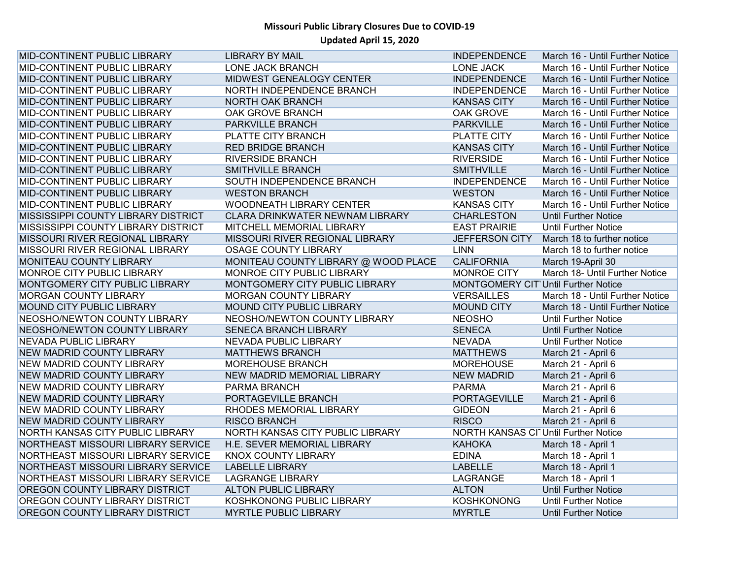**Missouri Public Library Closures Due to COVID-19**

**Updated April 15, 2020**

| | | | |
|---|---|---|---|
| MID-CONTINENT PUBLIC LIBRARY | LIBRARY BY MAIL | INDEPENDENCE | March 16 - Until Further Notice |
| MID-CONTINENT PUBLIC LIBRARY | LONE JACK BRANCH | LONE JACK | March 16 - Until Further Notice |
| MID-CONTINENT PUBLIC LIBRARY | MIDWEST GENEALOGY CENTER | INDEPENDENCE | March 16 - Until Further Notice |
| MID-CONTINENT PUBLIC LIBRARY | NORTH INDEPENDENCE BRANCH | INDEPENDENCE | March 16 - Until Further Notice |
| MID-CONTINENT PUBLIC LIBRARY | NORTH OAK BRANCH | KANSAS CITY | March 16 - Until Further Notice |
| MID-CONTINENT PUBLIC LIBRARY | OAK GROVE BRANCH | OAK GROVE | March 16 - Until Further Notice |
| MID-CONTINENT PUBLIC LIBRARY | PARKVILLE BRANCH | PARKVILLE | March 16 - Until Further Notice |
| MID-CONTINENT PUBLIC LIBRARY | PLATTE CITY BRANCH | PLATTE CITY | March 16 - Until Further Notice |
| MID-CONTINENT PUBLIC LIBRARY | RED BRIDGE BRANCH | KANSAS CITY | March 16 - Until Further Notice |
| MID-CONTINENT PUBLIC LIBRARY | RIVERSIDE BRANCH | RIVERSIDE | March 16 - Until Further Notice |
| MID-CONTINENT PUBLIC LIBRARY | SMITHVILLE BRANCH | SMITHVILLE | March 16 - Until Further Notice |
| MID-CONTINENT PUBLIC LIBRARY | SOUTH INDEPENDENCE BRANCH | INDEPENDENCE | March 16 - Until Further Notice |
| MID-CONTINENT PUBLIC LIBRARY | WESTON BRANCH | WESTON | March 16 - Until Further Notice |
| MID-CONTINENT PUBLIC LIBRARY | WOODNEATH LIBRARY CENTER | KANSAS CITY | March 16 - Until Further Notice |
| MISSISSIPPI COUNTY LIBRARY DISTRICT | CLARA DRINKWATER NEWNAM LIBRARY | CHARLESTON | Until Further Notice |
| MISSISSIPPI COUNTY LIBRARY DISTRICT | MITCHELL MEMORIAL LIBRARY | EAST PRAIRIE | Until Further Notice |
| MISSOURI RIVER REGIONAL LIBRARY | MISSOURI RIVER REGIONAL LIBRARY | JEFFERSON CITY | March 18 to further notice |
| MISSOURI RIVER REGIONAL LIBRARY | OSAGE COUNTY LIBRARY | LINN | March 18 to further notice |
| MONITEAU COUNTY LIBRARY | MONITEAU COUNTY LIBRARY @ WOOD PLACE | CALIFORNIA | March 19-April 30 |
| MONROE CITY PUBLIC LIBRARY | MONROE CITY PUBLIC LIBRARY | MONROE CITY | March 18- Until Further Notice |
| MONTGOMERY CITY PUBLIC LIBRARY | MONTGOMERY CITY PUBLIC LIBRARY | MONTGOMERY CIT | Until Further Notice |
| MORGAN COUNTY LIBRARY | MORGAN COUNTY LIBRARY | VERSAILLES | March 18 - Until Further Notice |
| MOUND CITY PUBLIC LIBRARY | MOUND CITY PUBLIC LIBRARY | MOUND CITY | March 18 - Until Further Notice |
| NEOSHO/NEWTON COUNTY LIBRARY | NEOSHO/NEWTON COUNTY LIBRARY | NEOSHO | Until Further Notice |
| NEOSHO/NEWTON COUNTY LIBRARY | SENECA BRANCH LIBRARY | SENECA | Until Further Notice |
| NEVADA PUBLIC LIBRARY | NEVADA PUBLIC LIBRARY | NEVADA | Until Further Notice |
| NEW MADRID COUNTY LIBRARY | MATTHEWS BRANCH | MATTHEWS | March 21 - April 6 |
| NEW MADRID COUNTY LIBRARY | MOREHOUSE BRANCH | MOREHOUSE | March 21 - April 6 |
| NEW MADRID COUNTY LIBRARY | NEW MADRID MEMORIAL LIBRARY | NEW MADRID | March 21 - April 6 |
| NEW MADRID COUNTY LIBRARY | PARMA BRANCH | PARMA | March 21 - April 6 |
| NEW MADRID COUNTY LIBRARY | PORTAGEVILLE BRANCH | PORTAGEVILLE | March 21 - April 6 |
| NEW MADRID COUNTY LIBRARY | RHODES MEMORIAL LIBRARY | GIDEON | March 21 - April 6 |
| NEW MADRID COUNTY LIBRARY | RISCO BRANCH | RISCO | March 21 - April 6 |
| NORTH KANSAS CITY PUBLIC LIBRARY | NORTH KANSAS CITY PUBLIC LIBRARY | NORTH KANSAS CI | Until Further Notice |
| NORTHEAST MISSOURI LIBRARY SERVICE | H.E. SEVER MEMORIAL LIBRARY | KAHOKA | March 18 - April 1 |
| NORTHEAST MISSOURI LIBRARY SERVICE | KNOX COUNTY LIBRARY | EDINA | March 18 - April 1 |
| NORTHEAST MISSOURI LIBRARY SERVICE | LABELLE LIBRARY | LABELLE | March 18 - April 1 |
| NORTHEAST MISSOURI LIBRARY SERVICE | LAGRANGE LIBRARY | LAGRANGE | March 18 - April 1 |
| OREGON COUNTY LIBRARY DISTRICT | ALTON PUBLIC LIBRARY | ALTON | Until Further Notice |
| OREGON COUNTY LIBRARY DISTRICT | KOSHKONONG PUBLIC LIBRARY | KOSHKONONG | Until Further Notice |
| OREGON COUNTY LIBRARY DISTRICT | MYRTLE PUBLIC LIBRARY | MYRTLE | Until Further Notice |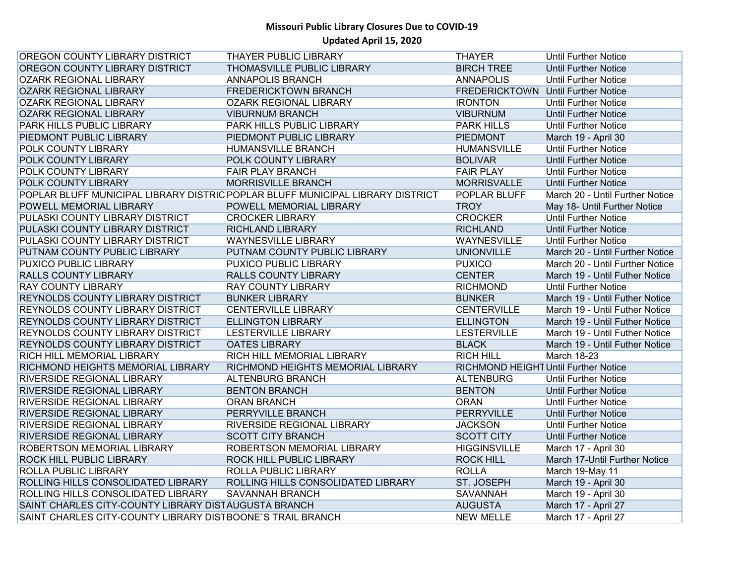# Missouri Public Library Closures Due to COVID-19

## Updated April 15, 2020

| | | | |
|---|---|---|---|
| OREGON COUNTY LIBRARY DISTRICT | THAYER PUBLIC LIBRARY | THAYER | Until Further Notice |
| OREGON COUNTY LIBRARY DISTRICT | THOMASVILLE PUBLIC LIBRARY | BIRCH TREE | Until Further Notice |
| OZARK REGIONAL LIBRARY | ANNAPOLIS BRANCH | ANNAPOLIS | Until Further Notice |
| OZARK REGIONAL LIBRARY | FREDERICKTOWN BRANCH | FREDERICKTOWN | Until Further Notice |
| OZARK REGIONAL LIBRARY | OZARK REGIONAL LIBRARY | IRONTON | Until Further Notice |
| OZARK REGIONAL LIBRARY | VIBURNUM BRANCH | VIBURNUM | Until Further Notice |
| PARK HILLS PUBLIC LIBRARY | PARK HILLS PUBLIC LIBRARY | PARK HILLS | Until Further Notice |
| PIEDMONT PUBLIC LIBRARY | PIEDMONT PUBLIC LIBRARY | PIEDMONT | March 19 - April 30 |
| POLK COUNTY LIBRARY | HUMANSVILLE BRANCH | HUMANSVILLE | Until Further Notice |
| POLK COUNTY LIBRARY | POLK COUNTY LIBRARY | BOLIVAR | Until Further Notice |
| POLK COUNTY LIBRARY | FAIR PLAY BRANCH | FAIR PLAY | Until Further Notice |
| POLK COUNTY LIBRARY | MORRISVILLE BRANCH | MORRISVALLE | Until Further Notice |
| POPLAR BLUFF MUNICIPAL LIBRARY DISTRIC | POPLAR BLUFF MUNICIPAL LIBRARY DISTRICT | POPLAR BLUFF | March 20 - Until Further Notice |
| POWELL MEMORIAL LIBRARY | POWELL MEMORIAL LIBRARY | TROY | May 18- Until Further Notice |
| PULASKI COUNTY LIBRARY DISTRICT | CROCKER LIBRARY | CROCKER | Until Further Notice |
| PULASKI COUNTY LIBRARY DISTRICT | RICHLAND LIBRARY | RICHLAND | Until Further Notice |
| PULASKI COUNTY LIBRARY DISTRICT | WAYNESVILLE LIBRARY | WAYNESVILLE | Until Further Notice |
| PUTNAM COUNTY PUBLIC LIBRARY | PUTNAM COUNTY PUBLIC LIBRARY | UNIONVILLE | March 20 - Until Further Notice |
| PUXICO PUBLIC LIBRARY | PUXICO PUBLIC LIBRARY | PUXICO | March 20 - Until Further Notice |
| RALLS COUNTY LIBRARY | RALLS COUNTY LIBRARY | CENTER | March 19 - Until Futher Notice |
| RAY COUNTY LIBRARY | RAY COUNTY LIBRARY | RICHMOND | Until Further Notice |
| REYNOLDS COUNTY LIBRARY DISTRICT | BUNKER LIBRARY | BUNKER | March 19 - Until Futher Notice |
| REYNOLDS COUNTY LIBRARY DISTRICT | CENTERVILLE LIBRARY | CENTERVILLE | March 19 - Until Futher Notice |
| REYNOLDS COUNTY LIBRARY DISTRICT | ELLINGTON LIBRARY | ELLINGTON | March 19 - Until Futher Notice |
| REYNOLDS COUNTY LIBRARY DISTRICT | LESTERVILLE LIBRARY | LESTERVILLE | March 19 - Until Futher Notice |
| REYNOLDS COUNTY LIBRARY DISTRICT | OATES LIBRARY | BLACK | March 19 - Until Futher Notice |
| RICH HILL MEMORIAL LIBRARY | RICH HILL MEMORIAL LIBRARY | RICH HILL | March 18-23 |
| RICHMOND HEIGHTS MEMORIAL LIBRARY | RICHMOND HEIGHTS MEMORIAL LIBRARY | RICHMOND HEIGHT | Until Further Notice |
| RIVERSIDE REGIONAL LIBRARY | ALTENBURG BRANCH | ALTENBURG | Until Further Notice |
| RIVERSIDE REGIONAL LIBRARY | BENTON BRANCH | BENTON | Until Further Notice |
| RIVERSIDE REGIONAL LIBRARY | ORAN BRANCH | ORAN | Until Further Notice |
| RIVERSIDE REGIONAL LIBRARY | PERRYVILLE BRANCH | PERRYVILLE | Until Further Notice |
| RIVERSIDE REGIONAL LIBRARY | RIVERSIDE REGIONAL LIBRARY | JACKSON | Until Further Notice |
| RIVERSIDE REGIONAL LIBRARY | SCOTT CITY BRANCH | SCOTT CITY | Until Further Notice |
| ROBERTSON MEMORIAL LIBRARY | ROBERTSON MEMORIAL LIBRARY | HIGGINSVILLE | March 17 - April 30 |
| ROCK HILL PUBLIC LIBRARY | ROCK HILL PUBLIC LIBRARY | ROCK HILL | March 17-Until Further Notice |
| ROLLA PUBLIC LIBRARY | ROLLA PUBLIC LIBRARY | ROLLA | March 19-May 11 |
| ROLLING HILLS CONSOLIDATED LIBRARY | ROLLING HILLS CONSOLIDATED LIBRARY | ST. JOSEPH | March 19 - April 30 |
| ROLLING HILLS CONSOLIDATED LIBRARY | SAVANNAH BRANCH | SAVANNAH | March 19 - April 30 |
| SAINT CHARLES CITY-COUNTY LIBRARY DIST | AUGUSTA BRANCH | AUGUSTA | March 17 - April 27 |
| SAINT CHARLES CITY-COUNTY LIBRARY DIST | BOONE`S TRAIL BRANCH | NEW MELLE | March 17 - April 27 |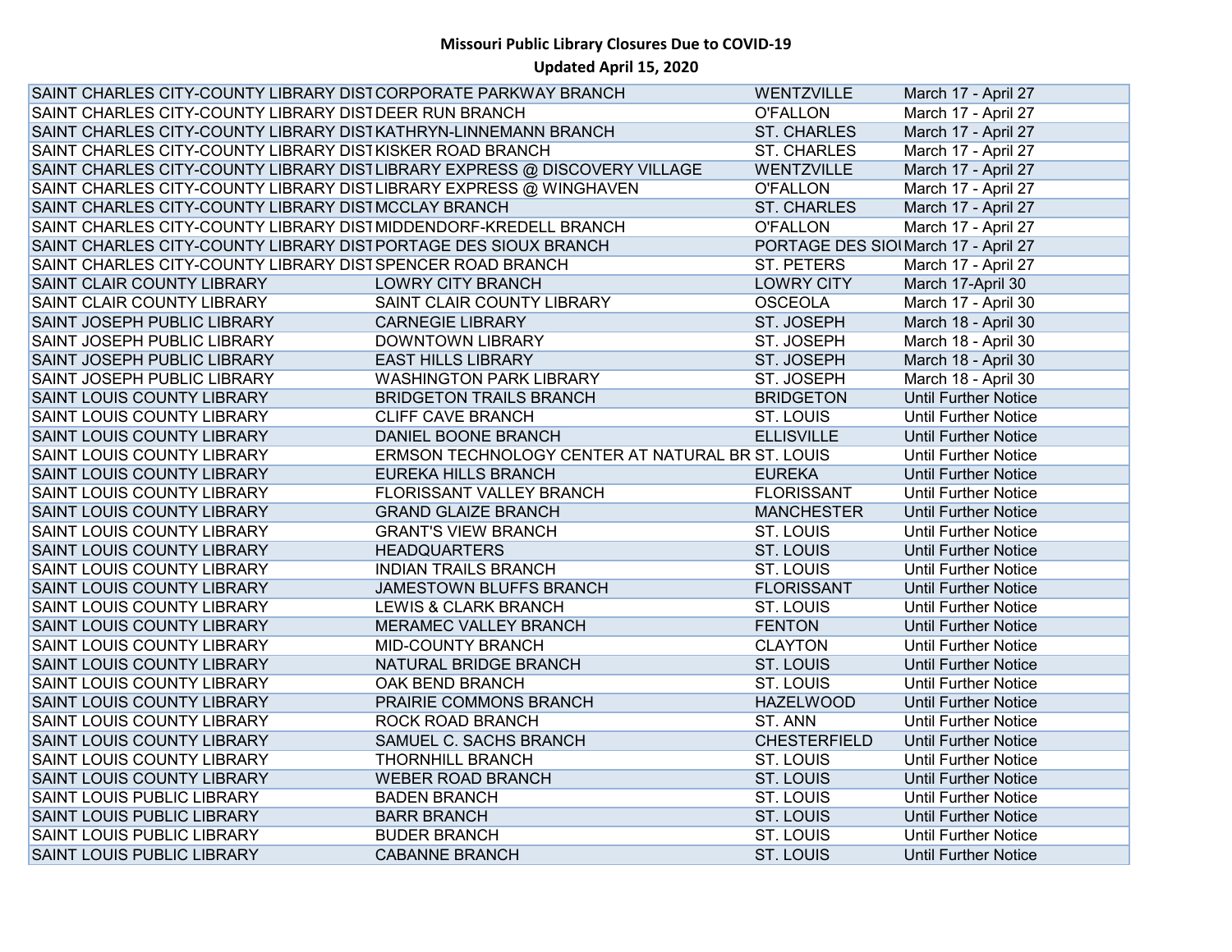# Missouri Public Library Closures Due to COVID-19

## Updated April 15, 2020

| | | | |
|---|---|---|---|
| SAINT CHARLES CITY-COUNTY LIBRARY DIST | CORPORATE PARKWAY BRANCH | WENTZVILLE | March 17 - April 27 |
| SAINT CHARLES CITY-COUNTY LIBRARY DIST | DEER RUN BRANCH | O'FALLON | March 17 - April 27 |
| SAINT CHARLES CITY-COUNTY LIBRARY DIST | KATHRYN-LINNEMANN BRANCH | ST. CHARLES | March 17 - April 27 |
| SAINT CHARLES CITY-COUNTY LIBRARY DIST | KISKER ROAD BRANCH | ST. CHARLES | March 17 - April 27 |
| SAINT CHARLES CITY-COUNTY LIBRARY DIST | LIBRARY EXPRESS @ DISCOVERY VILLAGE | WENTZVILLE | March 17 - April 27 |
| SAINT CHARLES CITY-COUNTY LIBRARY DIST | LIBRARY EXPRESS @ WINGHAVEN | O'FALLON | March 17 - April 27 |
| SAINT CHARLES CITY-COUNTY LIBRARY DIST | MCCLAY BRANCH | ST. CHARLES | March 17 - April 27 |
| SAINT CHARLES CITY-COUNTY LIBRARY DIST | MIDDENDORF-KREDELL BRANCH | O'FALLON | March 17 - April 27 |
| SAINT CHARLES CITY-COUNTY LIBRARY DIST | PORTAGE DES SIOUX BRANCH | PORTAGE DES SIOI | March 17 - April 27 |
| SAINT CHARLES CITY-COUNTY LIBRARY DIST | SPENCER ROAD BRANCH | ST. PETERS | March 17 - April 27 |
| SAINT CLAIR COUNTY LIBRARY | LOWRY CITY BRANCH | LOWRY CITY | March 17-April 30 |
| SAINT CLAIR COUNTY LIBRARY | SAINT CLAIR COUNTY LIBRARY | OSCEOLA | March 17 - April 30 |
| SAINT JOSEPH PUBLIC LIBRARY | CARNEGIE LIBRARY | ST. JOSEPH | March 18 - April 30 |
| SAINT JOSEPH PUBLIC LIBRARY | DOWNTOWN LIBRARY | ST. JOSEPH | March 18 - April 30 |
| SAINT JOSEPH PUBLIC LIBRARY | EAST HILLS LIBRARY | ST. JOSEPH | March 18 - April 30 |
| SAINT JOSEPH PUBLIC LIBRARY | WASHINGTON PARK LIBRARY | ST. JOSEPH | March 18 - April 30 |
| SAINT LOUIS COUNTY LIBRARY | BRIDGETON TRAILS BRANCH | BRIDGETON | Until Further Notice |
| SAINT LOUIS COUNTY LIBRARY | CLIFF CAVE BRANCH | ST. LOUIS | Until Further Notice |
| SAINT LOUIS COUNTY LIBRARY | DANIEL BOONE BRANCH | ELLISVILLE | Until Further Notice |
| SAINT LOUIS COUNTY LIBRARY | ERMSON TECHNOLOGY CENTER AT NATURAL BR | ST. LOUIS | Until Further Notice |
| SAINT LOUIS COUNTY LIBRARY | EUREKA HILLS BRANCH | EUREKA | Until Further Notice |
| SAINT LOUIS COUNTY LIBRARY | FLORISSANT VALLEY BRANCH | FLORISSANT | Until Further Notice |
| SAINT LOUIS COUNTY LIBRARY | GRAND GLAIZE BRANCH | MANCHESTER | Until Further Notice |
| SAINT LOUIS COUNTY LIBRARY | GRANT'S VIEW BRANCH | ST. LOUIS | Until Further Notice |
| SAINT LOUIS COUNTY LIBRARY | HEADQUARTERS | ST. LOUIS | Until Further Notice |
| SAINT LOUIS COUNTY LIBRARY | INDIAN TRAILS BRANCH | ST. LOUIS | Until Further Notice |
| SAINT LOUIS COUNTY LIBRARY | JAMESTOWN BLUFFS BRANCH | FLORISSANT | Until Further Notice |
| SAINT LOUIS COUNTY LIBRARY | LEWIS & CLARK BRANCH | ST. LOUIS | Until Further Notice |
| SAINT LOUIS COUNTY LIBRARY | MERAMEC VALLEY BRANCH | FENTON | Until Further Notice |
| SAINT LOUIS COUNTY LIBRARY | MID-COUNTY BRANCH | CLAYTON | Until Further Notice |
| SAINT LOUIS COUNTY LIBRARY | NATURAL BRIDGE BRANCH | ST. LOUIS | Until Further Notice |
| SAINT LOUIS COUNTY LIBRARY | OAK BEND BRANCH | ST. LOUIS | Until Further Notice |
| SAINT LOUIS COUNTY LIBRARY | PRAIRIE COMMONS BRANCH | HAZELWOOD | Until Further Notice |
| SAINT LOUIS COUNTY LIBRARY | ROCK ROAD BRANCH | ST. ANN | Until Further Notice |
| SAINT LOUIS COUNTY LIBRARY | SAMUEL C. SACHS BRANCH | CHESTERFIELD | Until Further Notice |
| SAINT LOUIS COUNTY LIBRARY | THORNHILL BRANCH | ST. LOUIS | Until Further Notice |
| SAINT LOUIS COUNTY LIBRARY | WEBER ROAD BRANCH | ST. LOUIS | Until Further Notice |
| SAINT LOUIS PUBLIC LIBRARY | BADEN BRANCH | ST. LOUIS | Until Further Notice |
| SAINT LOUIS PUBLIC LIBRARY | BARR BRANCH | ST. LOUIS | Until Further Notice |
| SAINT LOUIS PUBLIC LIBRARY | BUDER BRANCH | ST. LOUIS | Until Further Notice |
| SAINT LOUIS PUBLIC LIBRARY | CABANNE BRANCH | ST. LOUIS | Until Further Notice |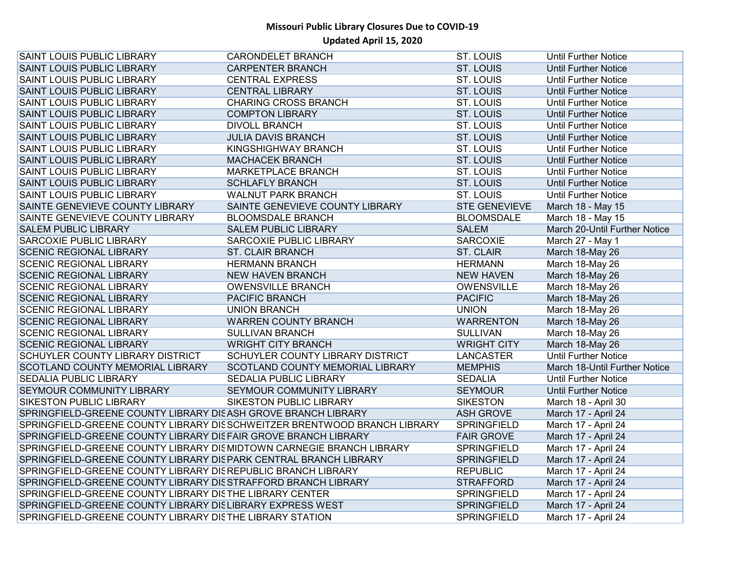**Missouri Public Library Closures Due to COVID-19**
**Updated April 15, 2020**

| | | | |
|---|---|---|---|
| SAINT LOUIS PUBLIC LIBRARY | CARONDELET BRANCH | ST. LOUIS | Until Further Notice |
| SAINT LOUIS PUBLIC LIBRARY | CARPENTER BRANCH | ST. LOUIS | Until Further Notice |
| SAINT LOUIS PUBLIC LIBRARY | CENTRAL EXPRESS | ST. LOUIS | Until Further Notice |
| SAINT LOUIS PUBLIC LIBRARY | CENTRAL LIBRARY | ST. LOUIS | Until Further Notice |
| SAINT LOUIS PUBLIC LIBRARY | CHARING CROSS BRANCH | ST. LOUIS | Until Further Notice |
| SAINT LOUIS PUBLIC LIBRARY | COMPTON LIBRARY | ST. LOUIS | Until Further Notice |
| SAINT LOUIS PUBLIC LIBRARY | DIVOLL BRANCH | ST. LOUIS | Until Further Notice |
| SAINT LOUIS PUBLIC LIBRARY | JULIA DAVIS BRANCH | ST. LOUIS | Until Further Notice |
| SAINT LOUIS PUBLIC LIBRARY | KINGSHIGHWAY BRANCH | ST. LOUIS | Until Further Notice |
| SAINT LOUIS PUBLIC LIBRARY | MACHACEK BRANCH | ST. LOUIS | Until Further Notice |
| SAINT LOUIS PUBLIC LIBRARY | MARKETPLACE BRANCH | ST. LOUIS | Until Further Notice |
| SAINT LOUIS PUBLIC LIBRARY | SCHLAFLY BRANCH | ST. LOUIS | Until Further Notice |
| SAINT LOUIS PUBLIC LIBRARY | WALNUT PARK BRANCH | ST. LOUIS | Until Further Notice |
| SAINTE GENEVIEVE COUNTY LIBRARY | SAINTE GENEVIEVE COUNTY LIBRARY | STE GENEVIEVE | March 18 - May 15 |
| SAINTE GENEVIEVE COUNTY LIBRARY | BLOOMSDALE BRANCH | BLOOMSDALE | March 18 - May 15 |
| SALEM PUBLIC LIBRARY | SALEM PUBLIC LIBRARY | SALEM | March 20-Until Further Notice |
| SARCOXIE PUBLIC LIBRARY | SARCOXIE PUBLIC LIBRARY | SARCOXIE | March 27 - May 1 |
| SCENIC REGIONAL LIBRARY | ST. CLAIR BRANCH | ST. CLAIR | March 18-May 26 |
| SCENIC REGIONAL LIBRARY | HERMANN BRANCH | HERMANN | March 18-May 26 |
| SCENIC REGIONAL LIBRARY | NEW HAVEN BRANCH | NEW HAVEN | March 18-May 26 |
| SCENIC REGIONAL LIBRARY | OWENSVILLE BRANCH | OWENSVILLE | March 18-May 26 |
| SCENIC REGIONAL LIBRARY | PACIFIC BRANCH | PACIFIC | March 18-May 26 |
| SCENIC REGIONAL LIBRARY | UNION BRANCH | UNION | March 18-May 26 |
| SCENIC REGIONAL LIBRARY | WARREN COUNTY BRANCH | WARRENTON | March 18-May 26 |
| SCENIC REGIONAL LIBRARY | SULLIVAN BRANCH | SULLIVAN | March 18-May 26 |
| SCENIC REGIONAL LIBRARY | WRIGHT CITY BRANCH | WRIGHT CITY | March 18-May 26 |
| SCHUYLER COUNTY LIBRARY DISTRICT | SCHUYLER COUNTY LIBRARY DISTRICT | LANCASTER | Until Further Notice |
| SCOTLAND COUNTY MEMORIAL LIBRARY | SCOTLAND COUNTY MEMORIAL LIBRARY | MEMPHIS | March 18-Until Further Notice |
| SEDALIA PUBLIC LIBRARY | SEDALIA PUBLIC LIBRARY | SEDALIA | Until Further Notice |
| SEYMOUR COMMUNITY LIBRARY | SEYMOUR COMMUNITY LIBRARY | SEYMOUR | Until Further Notice |
| SIKESTON PUBLIC LIBRARY | SIKESTON PUBLIC LIBRARY | SIKESTON | March 18 - April 30 |
| SPRINGFIELD-GREENE COUNTY LIBRARY DIS | ASH GROVE BRANCH LIBRARY | ASH GROVE | March 17 - April 24 |
| SPRINGFIELD-GREENE COUNTY LIBRARY DIS | SCHWEITZER BRENTWOOD BRANCH LIBRARY | SPRINGFIELD | March 17 - April 24 |
| SPRINGFIELD-GREENE COUNTY LIBRARY DIS | FAIR GROVE BRANCH LIBRARY | FAIR GROVE | March 17 - April 24 |
| SPRINGFIELD-GREENE COUNTY LIBRARY DIS | MIDTOWN CARNEGIE BRANCH LIBRARY | SPRINGFIELD | March 17 - April 24 |
| SPRINGFIELD-GREENE COUNTY LIBRARY DIS | PARK CENTRAL BRANCH LIBRARY | SPRINGFIELD | March 17 - April 24 |
| SPRINGFIELD-GREENE COUNTY LIBRARY DIS | REPUBLIC BRANCH LIBRARY | REPUBLIC | March 17 - April 24 |
| SPRINGFIELD-GREENE COUNTY LIBRARY DIS | STRAFFORD BRANCH LIBRARY | STRAFFORD | March 17 - April 24 |
| SPRINGFIELD-GREENE COUNTY LIBRARY DIS | THE LIBRARY CENTER | SPRINGFIELD | March 17 - April 24 |
| SPRINGFIELD-GREENE COUNTY LIBRARY DIS | LIBRARY EXPRESS WEST | SPRINGFIELD | March 17 - April 24 |
| SPRINGFIELD-GREENE COUNTY LIBRARY DIS | THE LIBRARY STATION | SPRINGFIELD | March 17 - April 24 |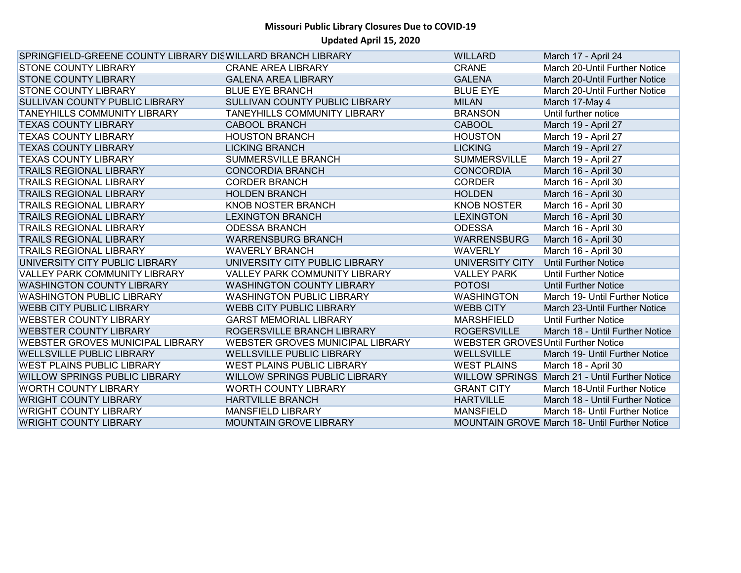# Missouri Public Library Closures Due to COVID-19

## Updated April 15, 2020

| | | | |
|---|---|---|---|
| SPRINGFIELD-GREENE COUNTY LIBRARY DIS | WILLARD BRANCH LIBRARY | WILLARD | March 17 - April 24 |
| STONE COUNTY LIBRARY | CRANE AREA LIBRARY | CRANE | March 20-Until Further Notice |
| STONE COUNTY LIBRARY | GALENA AREA LIBRARY | GALENA | March 20-Until Further Notice |
| STONE COUNTY LIBRARY | BLUE EYE BRANCH | BLUE EYE | March 20-Until Further Notice |
| SULLIVAN COUNTY PUBLIC LIBRARY | SULLIVAN COUNTY PUBLIC LIBRARY | MILAN | March 17-May 4 |
| TANEYHILLS COMMUNITY LIBRARY | TANEYHILLS COMMUNITY LIBRARY | BRANSON | Until further notice |
| TEXAS COUNTY LIBRARY | CABOOL BRANCH | CABOOL | March 19 - April 27 |
| TEXAS COUNTY LIBRARY | HOUSTON BRANCH | HOUSTON | March 19 - April 27 |
| TEXAS COUNTY LIBRARY | LICKING BRANCH | LICKING | March 19 - April 27 |
| TEXAS COUNTY LIBRARY | SUMMERSVILLE BRANCH | SUMMERSVILLE | March 19 - April 27 |
| TRAILS REGIONAL LIBRARY | CONCORDIA BRANCH | CONCORDIA | March 16 - April 30 |
| TRAILS REGIONAL LIBRARY | CORDER BRANCH | CORDER | March 16 - April 30 |
| TRAILS REGIONAL LIBRARY | HOLDEN BRANCH | HOLDEN | March 16 - April 30 |
| TRAILS REGIONAL LIBRARY | KNOB NOSTER BRANCH | KNOB NOSTER | March 16 - April 30 |
| TRAILS REGIONAL LIBRARY | LEXINGTON BRANCH | LEXINGTON | March 16 - April 30 |
| TRAILS REGIONAL LIBRARY | ODESSA BRANCH | ODESSA | March 16 - April 30 |
| TRAILS REGIONAL LIBRARY | WARRENSBURG BRANCH | WARRENSBURG | March 16 - April 30 |
| TRAILS REGIONAL LIBRARY | WAVERLY BRANCH | WAVERLY | March 16 - April 30 |
| UNIVERSITY CITY PUBLIC LIBRARY | UNIVERSITY CITY PUBLIC LIBRARY | UNIVERSITY CITY | Until Further Notice |
| VALLEY PARK COMMUNITY LIBRARY | VALLEY PARK COMMUNITY LIBRARY | VALLEY PARK | Until Further Notice |
| WASHINGTON COUNTY LIBRARY | WASHINGTON COUNTY LIBRARY | POTOSI | Until Further Notice |
| WASHINGTON PUBLIC LIBRARY | WASHINGTON PUBLIC LIBRARY | WASHINGTON | March 19- Until Further Notice |
| WEBB CITY PUBLIC LIBRARY | WEBB CITY PUBLIC LIBRARY | WEBB CITY | March 23-Until Further Notice |
| WEBSTER COUNTY LIBRARY | GARST MEMORIAL LIBRARY | MARSHFIELD | Until Further Notice |
| WEBSTER COUNTY LIBRARY | ROGERSVILLE BRANCH LIBRARY | ROGERSVILLE | March 18 - Until Further Notice |
| WEBSTER GROVES MUNICIPAL LIBRARY | WEBSTER GROVES MUNICIPAL LIBRARY | WEBSTER GROVES | Until Further Notice |
| WELLSVILLE PUBLIC LIBRARY | WELLSVILLE PUBLIC LIBRARY | WELLSVILLE | March 19- Until Further Notice |
| WEST PLAINS PUBLIC LIBRARY | WEST PLAINS PUBLIC LIBRARY | WEST PLAINS | March 18 - April 30 |
| WILLOW SPRINGS PUBLIC LIBRARY | WILLOW SPRINGS PUBLIC LIBRARY | WILLOW SPRINGS | March 21 - Until Further Notice |
| WORTH COUNTY LIBRARY | WORTH COUNTY LIBRARY | GRANT CITY | March 18-Until Further Notice |
| WRIGHT COUNTY LIBRARY | HARTVILLE BRANCH | HARTVILLE | March 18 - Until Further Notice |
| WRIGHT COUNTY LIBRARY | MANSFIELD LIBRARY | MANSFIELD | March 18- Until Further Notice |
| WRIGHT COUNTY LIBRARY | MOUNTAIN GROVE LIBRARY | MOUNTAIN GROVE | March 18- Until Further Notice |